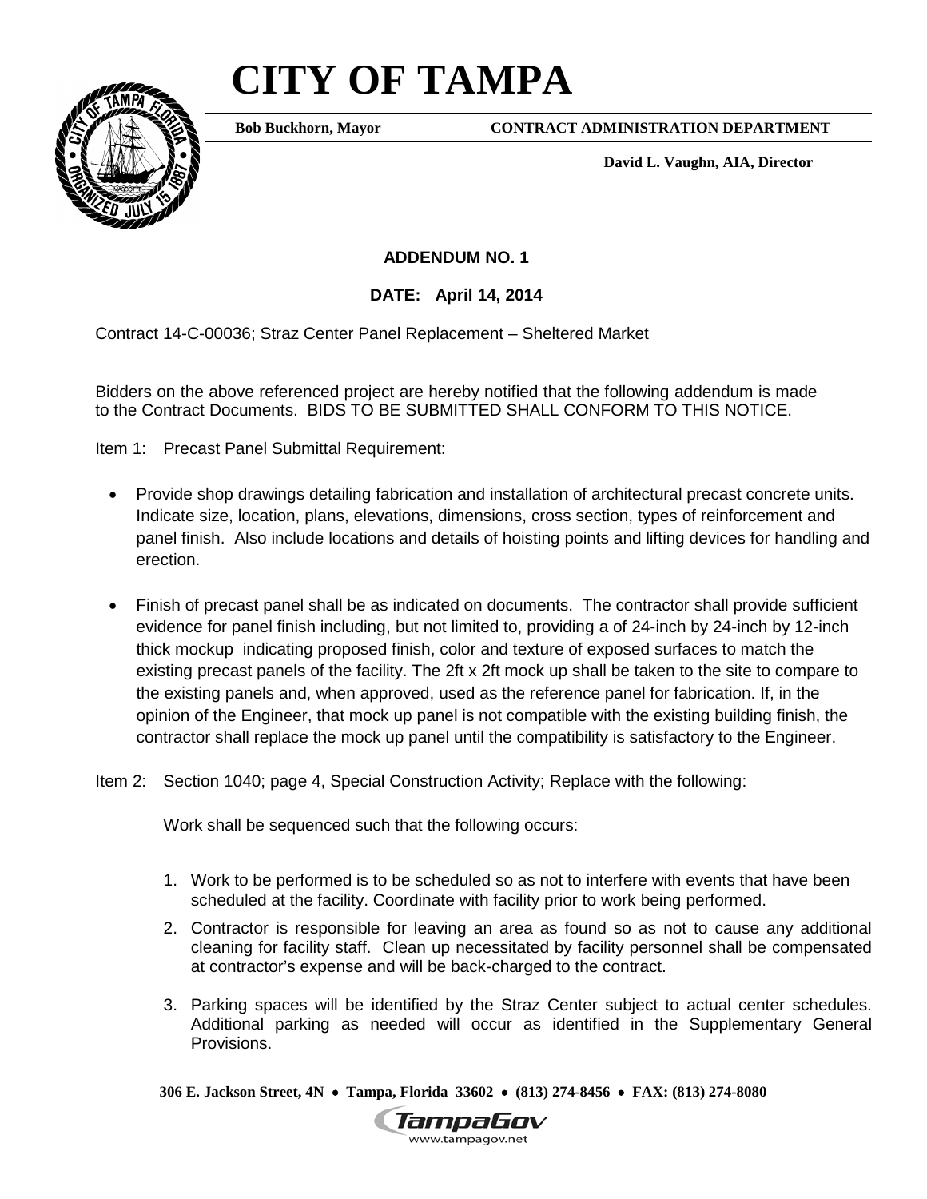# CITY OF TAMPA

**Bob Buckhorn, Mayor** **CONTRACT ADMINISTRATION DEPARTMENT**

**David L. Vaughn, AIA, Director**

## ADDENDUM NO. 1

**DATE: April 14, 2014**

Contract 14-C-00036; Straz Center Panel Replacement – Sheltered Market

Bidders on the above referenced project are hereby notified that the following addendum is made to the Contract Documents. BIDS TO BE SUBMITTED SHALL CONFORM TO THIS NOTICE.

Item 1: Precast Panel Submittal Requirement:

- Provide shop drawings detailing fabrication and installation of architectural precast concrete units. Indicate size, location, plans, elevations, dimensions, cross section, types of reinforcement and panel finish. Also include locations and details of hoisting points and lifting devices for handling and erection.
- Finish of precast panel shall be as indicated on documents. The contractor shall provide sufficient evidence for panel finish including, but not limited to, providing a of 24-inch by 24-inch by 12-inch thick mockup indicating proposed finish, color and texture of exposed surfaces to match the existing precast panels of the facility. The 2ft x 2ft mock up shall be taken to the site to compare to the existing panels and, when approved, used as the reference panel for fabrication. If, in the opinion of the Engineer, that mock up panel is not compatible with the existing building finish, the contractor shall replace the mock up panel until the compatibility is satisfactory to the Engineer.

Item 2: Section 1040; page 4, Special Construction Activity; Replace with the following:

Work shall be sequenced such that the following occurs:

1. Work to be performed is to be scheduled so as not to interfere with events that have been scheduled at the facility. Coordinate with facility prior to work being performed.
2. Contractor is responsible for leaving an area as found so as not to cause any additional cleaning for facility staff. Clean up necessitated by facility personnel shall be compensated at contractor's expense and will be back-charged to the contract.
3. Parking spaces will be identified by the Straz Center subject to actual center schedules. Additional parking as needed will occur as identified in the Supplementary General Provisions.

**306 E. Jackson Street, 4N • Tampa, Florida 33602 • (813) 274-8456 • FAX: (813) 274-8080**

TampaGov
www.tampagov.net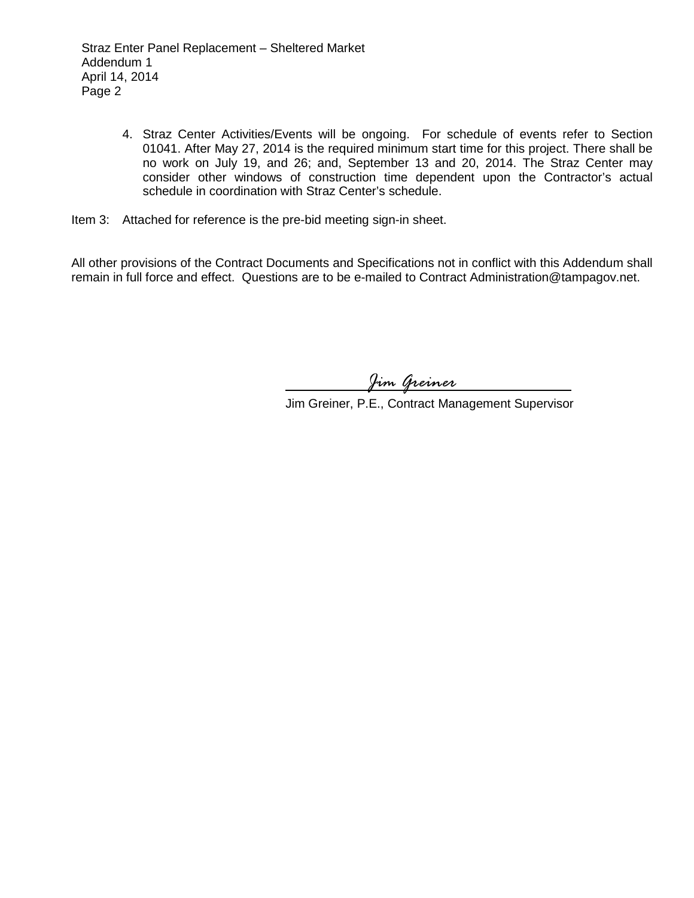4. Straz Center Activities/Events will be ongoing. For schedule of events refer to Section 01041. After May 27, 2014 is the required minimum start time for this project. There shall be no work on July 19, and 26; and, September 13 and 20, 2014. The Straz Center may consider other windows of construction time dependent upon the Contractor's actual schedule in coordination with Straz Center's schedule.

Item 3: Attached for reference is the pre-bid meeting sign-in sheet.

All other provisions of the Contract Documents and Specifications not in conflict with this Addendum shall remain in full force and effect. Questions are to be e-mailed to Contract Administration@tampagov.net.

*Jim Greiner*

Jim Greiner, P.E., Contract Management Supervisor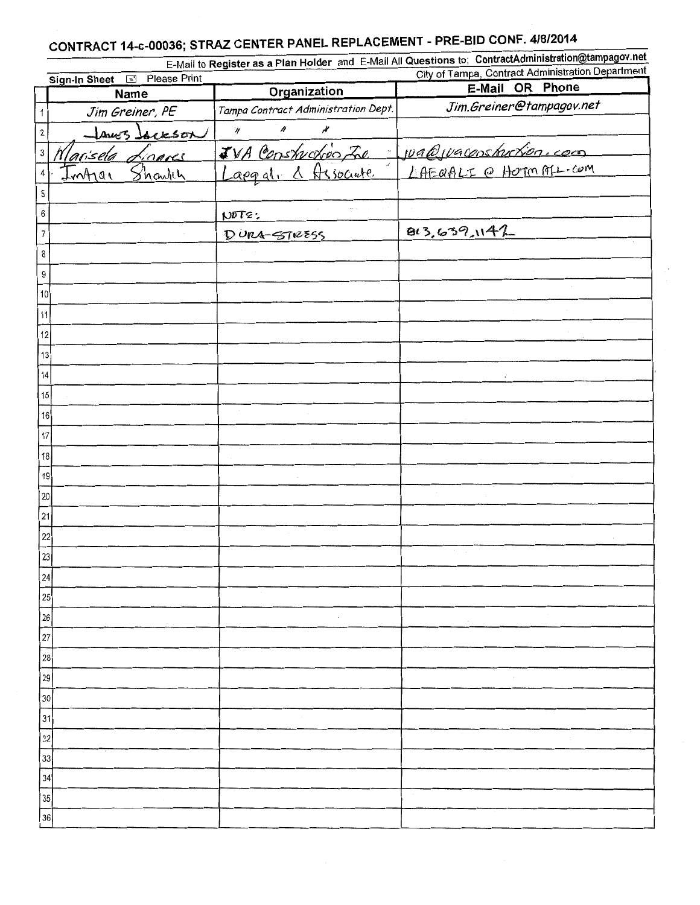# CONTRACT 14-c-00036; STRAZ CENTER PANEL REPLACEMENT - PRE-BID CONF. 4/8/2014

E-Mail to **Register as a Plan Holder** and E-Mail All **Questions** to; **ContractAdministration@tampagov.net**

City of Tampa, Contract Administration Department

Sign-In Sheet ☒ Please Print

| | Name | Organization | E-Mail OR Phone |
|---|---|---|---|
| 1 | Jim Greiner, PE | Tampa Contract Administration Dept. | Jim.Greiner@tampagov.net |
| 2 | James Jackson | " " " | |
| 3 | Marisela Linares | JVA Construction Inc. | jva@jvaconstruction.com |
| 4 | Imtiaz Shaikh | Laeqali & Associate. | LAEQALI @ HOTMAIL.COM |
| 5 | | | |
| 6 | | NOTE: | |
| 7 | | DURA-STRESS | 813.639.1142 |
| 8 | | | |
| 9 | | | |
| 10 | | | |
| 11 | | | |
| 12 | | | |
| 13 | | | |
| 14 | | | |
| 15 | | | |
| 16 | | | |
| 17 | | | |
| 18 | | | |
| 19 | | | |
| 20 | | | |
| 21 | | | |
| 22 | | | |
| 23 | | | |
| 24 | | | |
| 25 | | | |
| 26 | | | |
| 27 | | | |
| 28 | | | |
| 29 | | | |
| 30 | | | |
| 31 | | | |
| 32 | | | |
| 33 | | | |
| 34 | | | |
| 35 | | | |
| 36 | | | |